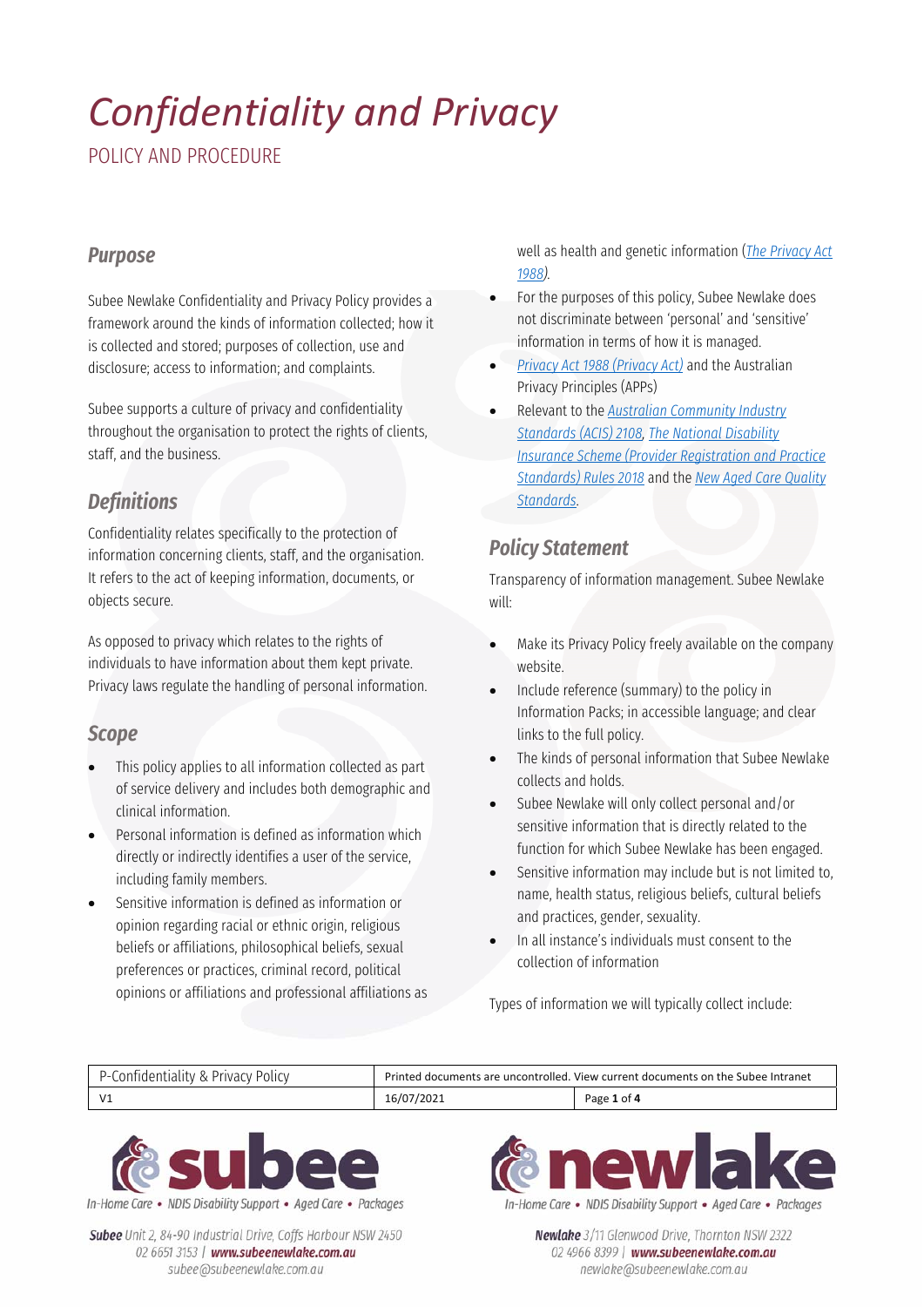# *Confidentiality and Privacy*

POLICY AND PROCEDURE

## *Purpose*

Subee Newlake Confidentiality and Privacy Policy provides a framework around the kinds of information collected; how it is collected and stored; purposes of collection, use and disclosure; access to information; and complaints.

Subee supports a culture of privacy and confidentiality throughout the organisation to protect the rights of clients, staff, and the business.

## *Definitions*

Confidentiality relates specifically to the protection of information concerning clients, staff, and the organisation. It refers to the act of keeping information, documents, or objects secure.

As opposed to privacy which relates to the rights of individuals to have information about them kept private. Privacy laws regulate the handling of personal information.

## *Scope*

- This policy applies to all information collected as part of service delivery and includes both demographic and clinical information.
- Personal information is defined as information which directly or indirectly identifies a user of the service, including family members.
- Sensitive information is defined as information or opinion regarding racial or ethnic origin, religious beliefs or affiliations, philosophical beliefs, sexual preferences or practices, criminal record, political opinions or affiliations and professional affiliations as well as health and genetic information (*The Privacy Act 1988*).
- For the purposes of this policy, Subee Newlake does not discriminate between 'personal' and 'sensitive' information in terms of how it is managed.
- *Privacy Act 1988 (Privacy Act)* and the Australian Privacy Principles (APPs)
- Relevant to the *Australian Community Industry Standards (ACIS) 2108*, *The National Disability Insurance Scheme (Provider Registration and Practice Standards) Rules 2018* and the *New Aged Care Quality Standards*.

## *Policy Statement*

Transparency of information management. Subee Newlake will:

- Make its Privacy Policy freely available on the company website.
- Include reference (summary) to the policy in Information Packs; in accessible language; and clear links to the full policy.
- The kinds of personal information that Subee Newlake collects and holds.
- Subee Newlake will only collect personal and/or sensitive information that is directly related to the function for which Subee Newlake has been engaged.
- Sensitive information may include but is not limited to, name, health status, religious beliefs, cultural beliefs and practices, gender, sexuality.
- In all instance's individuals must consent to the collection of information

Types of information we will typically collect include: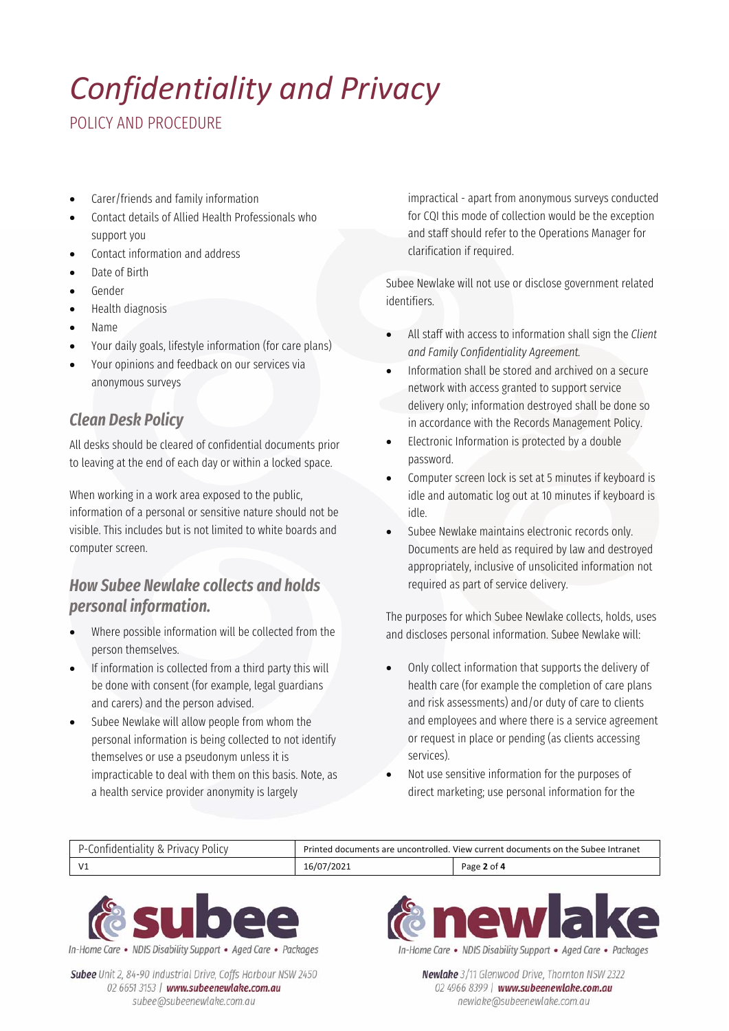- Carer/friends and family information
- Contact details of Allied Health Professionals who support you
- Contact information and address
- Date of Birth
- Gender
- Health diagnosis
- Name
- Your daily goals, lifestyle information (for care plans)
- Your opinions and feedback on our services via anonymous surveys

### Clean Desk Policy

All desks should be cleared of confidential documents prior to leaving at the end of each day or within a locked space.

When working in a work area exposed to the public, information of a personal or sensitive nature should not be visible. This includes but is not limited to white boards and computer screen.

### How Subee Newlake collects and holds personal information.

- Where possible information will be collected from the person themselves.
- If information is collected from a third party this will be done with consent (for example, legal guardians and carers) and the person advised.
- Subee Newlake will allow people from whom the personal information is being collected to not identify themselves or use a pseudonym unless it is impracticable to deal with them on this basis. Note, as a health service provider anonymity is largely impractical - apart from anonymous surveys conducted for CQI this mode of collection would be the exception and staff should refer to the Operations Manager for clarification if required.

Subee Newlake will not use or disclose government related identifiers.

- All staff with access to information shall sign the *Client and Family Confidentiality Agreement.*
- Information shall be stored and archived on a secure network with access granted to support service delivery only; information destroyed shall be done so in accordance with the Records Management Policy.
- Electronic Information is protected by a double password.
- Computer screen lock is set at 5 minutes if keyboard is idle and automatic log out at 10 minutes if keyboard is idle.
- Subee Newlake maintains electronic records only. Documents are held as required by law and destroyed appropriately, inclusive of unsolicited information not required as part of service delivery.

The purposes for which Subee Newlake collects, holds, uses and discloses personal information. Subee Newlake will:

- Only collect information that supports the delivery of health care (for example the completion of care plans and risk assessments) and/or duty of care to clients and employees and where there is a service agreement or request in place or pending (as clients accessing services).
- Not use sensitive information for the purposes of direct marketing; use personal information for the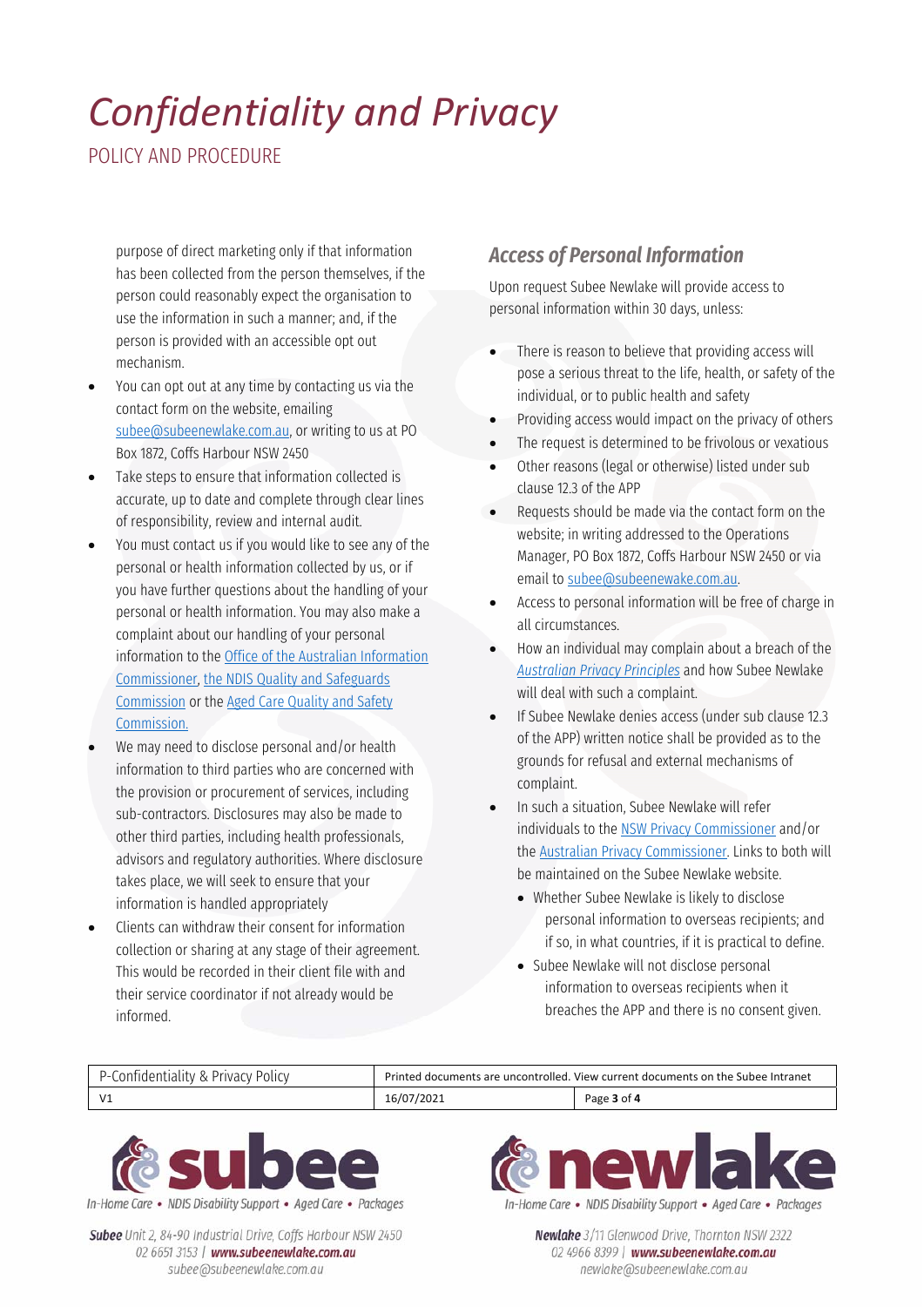purpose of direct marketing only if that information has been collected from the person themselves, if the person could reasonably expect the organisation to use the information in such a manner; and, if the person is provided with an accessible opt out mechanism.

- You can opt out at any time by contacting us via the contact form on the website, emailing subee@subeenewlake.com.au, or writing to us at PO Box 1872, Coffs Harbour NSW 2450
- Take steps to ensure that information collected is accurate, up to date and complete through clear lines of responsibility, review and internal audit.
- You must contact us if you would like to see any of the personal or health information collected by us, or if you have further questions about the handling of your personal or health information. You may also make a complaint about our handling of your personal information to the Office of the Australian Information Commissioner, the NDIS Quality and Safeguards Commission or the Aged Care Quality and Safety Commission.
- We may need to disclose personal and/or health information to third parties who are concerned with the provision or procurement of services, including sub-contractors. Disclosures may also be made to other third parties, including health professionals, advisors and regulatory authorities. Where disclosure takes place, we will seek to ensure that your information is handled appropriately
- Clients can withdraw their consent for information collection or sharing at any stage of their agreement. This would be recorded in their client file with and their service coordinator if not already would be informed.

## *Access of Personal Information*

Upon request Subee Newlake will provide access to personal information within 30 days, unless:

- There is reason to believe that providing access will pose a serious threat to the life, health, or safety of the individual, or to public health and safety
- Providing access would impact on the privacy of others
- The request is determined to be frivolous or vexatious
- Other reasons (legal or otherwise) listed under sub clause 12.3 of the APP
- Requests should be made via the contact form on the website; in writing addressed to the Operations Manager, PO Box 1872, Coffs Harbour NSW 2450 or via email to subee@subeenewake.com.au.
- Access to personal information will be free of charge in all circumstances.
- How an individual may complain about a breach of the *Australian Privacy Principles* and how Subee Newlake will deal with such a complaint.
- If Subee Newlake denies access (under sub clause 12.3 of the APP) written notice shall be provided as to the grounds for refusal and external mechanisms of complaint.
- In such a situation, Subee Newlake will refer individuals to the NSW Privacy Commissioner and/or the Australian Privacy Commissioner. Links to both will be maintained on the Subee Newlake website.
  - Whether Subee Newlake is likely to disclose personal information to overseas recipients; and if so, in what countries, if it is practical to define.
  - Subee Newlake will not disclose personal information to overseas recipients when it breaches the APP and there is no consent given.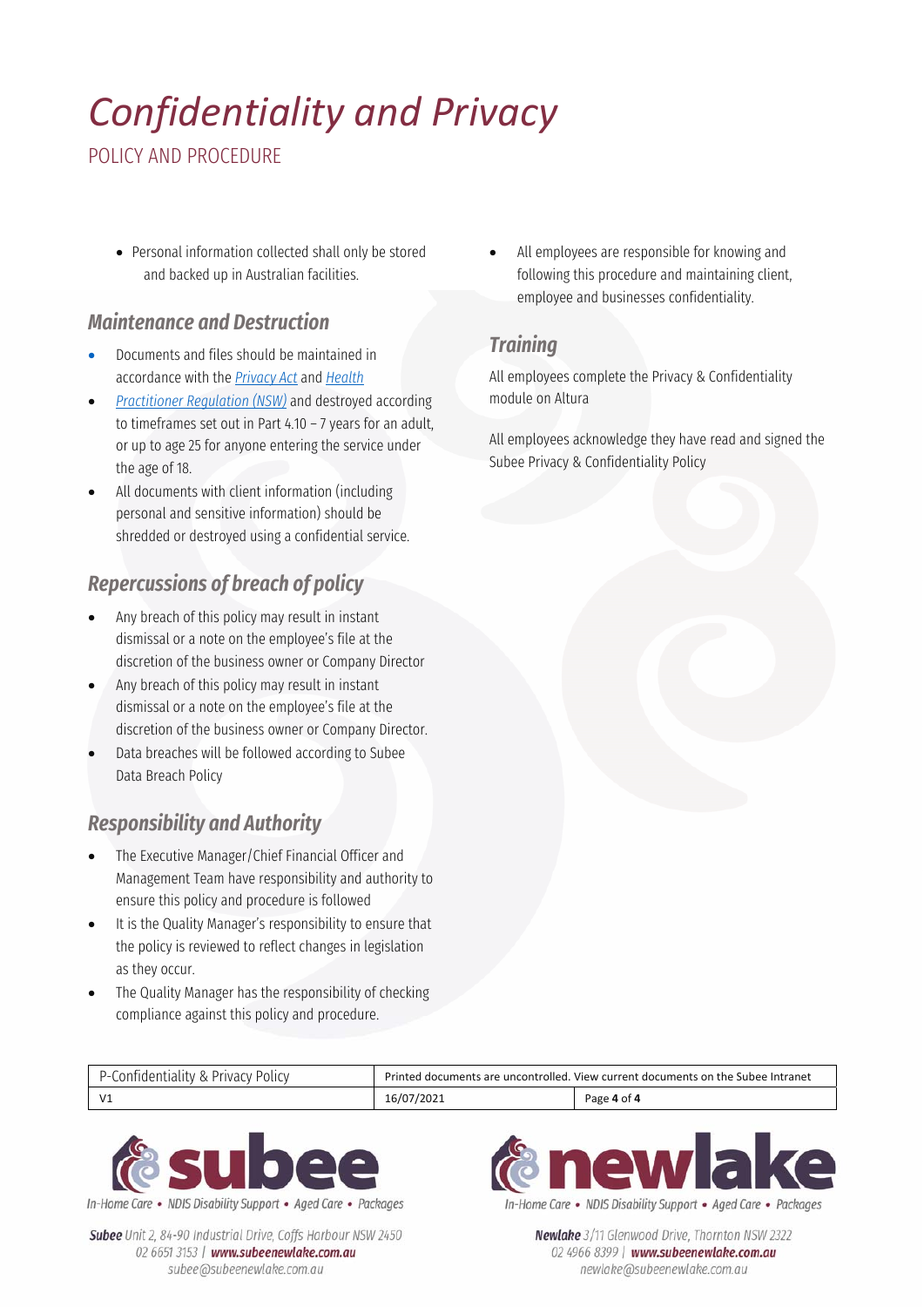# *Confidentiality and Privacy*

POLICY AND PROCEDURE

- Personal information collected shall only be stored and backed up in Australian facilities.

### *Maintenance and Destruction*

- Documents and files should be maintained in accordance with the *Privacy Act* and *Health*
- *Practitioner Regulation (NSW)* and destroyed according to timeframes set out in Part 4.10 – 7 years for an adult, or up to age 25 for anyone entering the service under the age of 18.
- All documents with client information (including personal and sensitive information) should be shredded or destroyed using a confidential service.

### *Repercussions of breach of policy*

- Any breach of this policy may result in instant dismissal or a note on the employee's file at the discretion of the business owner or Company Director
- Any breach of this policy may result in instant dismissal or a note on the employee's file at the discretion of the business owner or Company Director.
- Data breaches will be followed according to Subee Data Breach Policy

### *Responsibility and Authority*

- The Executive Manager/Chief Financial Officer and Management Team have responsibility and authority to ensure this policy and procedure is followed
- It is the Quality Manager's responsibility to ensure that the policy is reviewed to reflect changes in legislation as they occur.
- The Quality Manager has the responsibility of checking compliance against this policy and procedure.
- All employees are responsible for knowing and following this procedure and maintaining client, employee and businesses confidentiality.

### *Training*

All employees complete the Privacy & Confidentiality module on Altura

All employees acknowledge they have read and signed the Subee Privacy & Confidentiality Policy